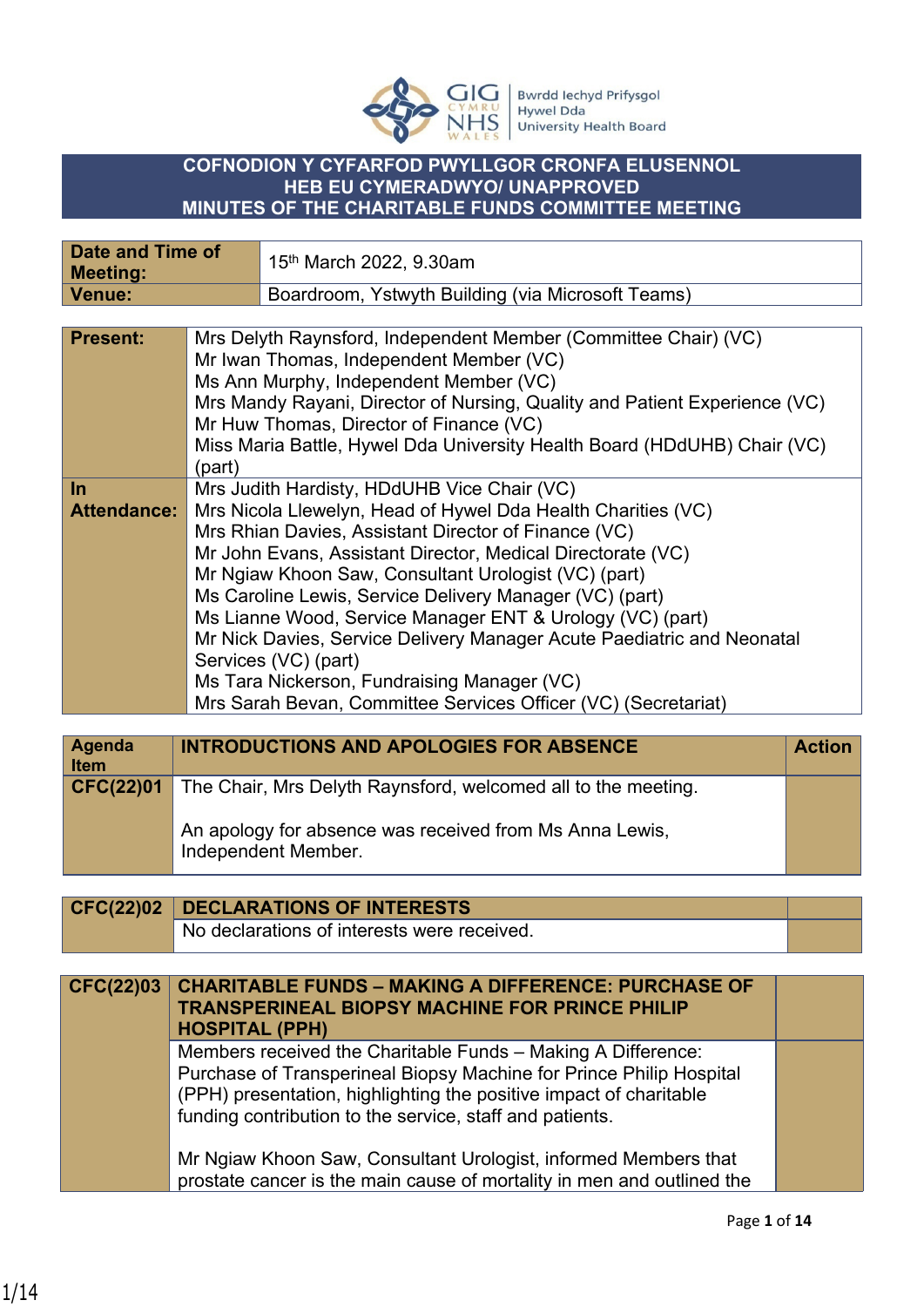**Bwrdd Iechyd Prifysgol Hywel Dda University Health Board**

# COFNODION Y CYFARFOD PWYLLGOR CRONFA ELUSENNOL HEB EU CYMERADWYO/ UNAPPROVED MINUTES OF THE CHARITABLE FUNDS COMMITTEE MEETING

| **Date and Time of Meeting:** | 15th March 2022, 9.30am |
|---|---|
| **Venue:** | Boardroom, Ystwyth Building (via Microsoft Teams) |

| | |
|---|---|
| **Present:** | Mrs Delyth Raynsford, Independent Member (Committee Chair) (VC)<br>Mr Iwan Thomas, Independent Member (VC)<br>Ms Ann Murphy, Independent Member (VC)<br>Mrs Mandy Rayani, Director of Nursing, Quality and Patient Experience (VC)<br>Mr Huw Thomas, Director of Finance (VC)<br>Miss Maria Battle, Hywel Dda University Health Board (HDdUHB) Chair (VC) (part) |
| **In Attendance:** | Mrs Judith Hardisty, HDdUHB Vice Chair (VC)<br>Mrs Nicola Llewelyn, Head of Hywel Dda Health Charities (VC)<br>Mrs Rhian Davies, Assistant Director of Finance (VC)<br>Mr John Evans, Assistant Director, Medical Directorate (VC)<br>Mr Ngiaw Khoon Saw, Consultant Urologist (VC) (part)<br>Ms Caroline Lewis, Service Delivery Manager (VC) (part)<br>Ms Lianne Wood, Service Manager ENT & Urology (VC) (part)<br>Mr Nick Davies, Service Delivery Manager Acute Paediatric and Neonatal Services (VC) (part)<br>Ms Tara Nickerson, Fundraising Manager (VC)<br>Mrs Sarah Bevan, Committee Services Officer (VC) (Secretariat) |

| **Agenda Item** | **INTRODUCTIONS AND APOLOGIES FOR ABSENCE** | **Action** |
|---|---|---|
| **CFC(22)01** | The Chair, Mrs Delyth Raynsford, welcomed all to the meeting.<br><br>An apology for absence was received from Ms Anna Lewis, Independent Member. | |

| **CFC(22)02** | **DECLARATIONS OF INTERESTS** | |
|---|---|---|
| | No declarations of interests were received. | |

| **CFC(22)03** | **CHARITABLE FUNDS – MAKING A DIFFERENCE: PURCHASE OF TRANSPERINEAL BIOPSY MACHINE FOR PRINCE PHILIP HOSPITAL (PPH)** | |
|---|---|---|
| | Members received the Charitable Funds – Making A Difference: Purchase of Transperineal Biopsy Machine for Prince Philip Hospital (PPH) presentation, highlighting the positive impact of charitable funding contribution to the service, staff and patients.<br><br>Mr Ngiaw Khoon Saw, Consultant Urologist, informed Members that prostate cancer is the main cause of mortality in men and outlined the | |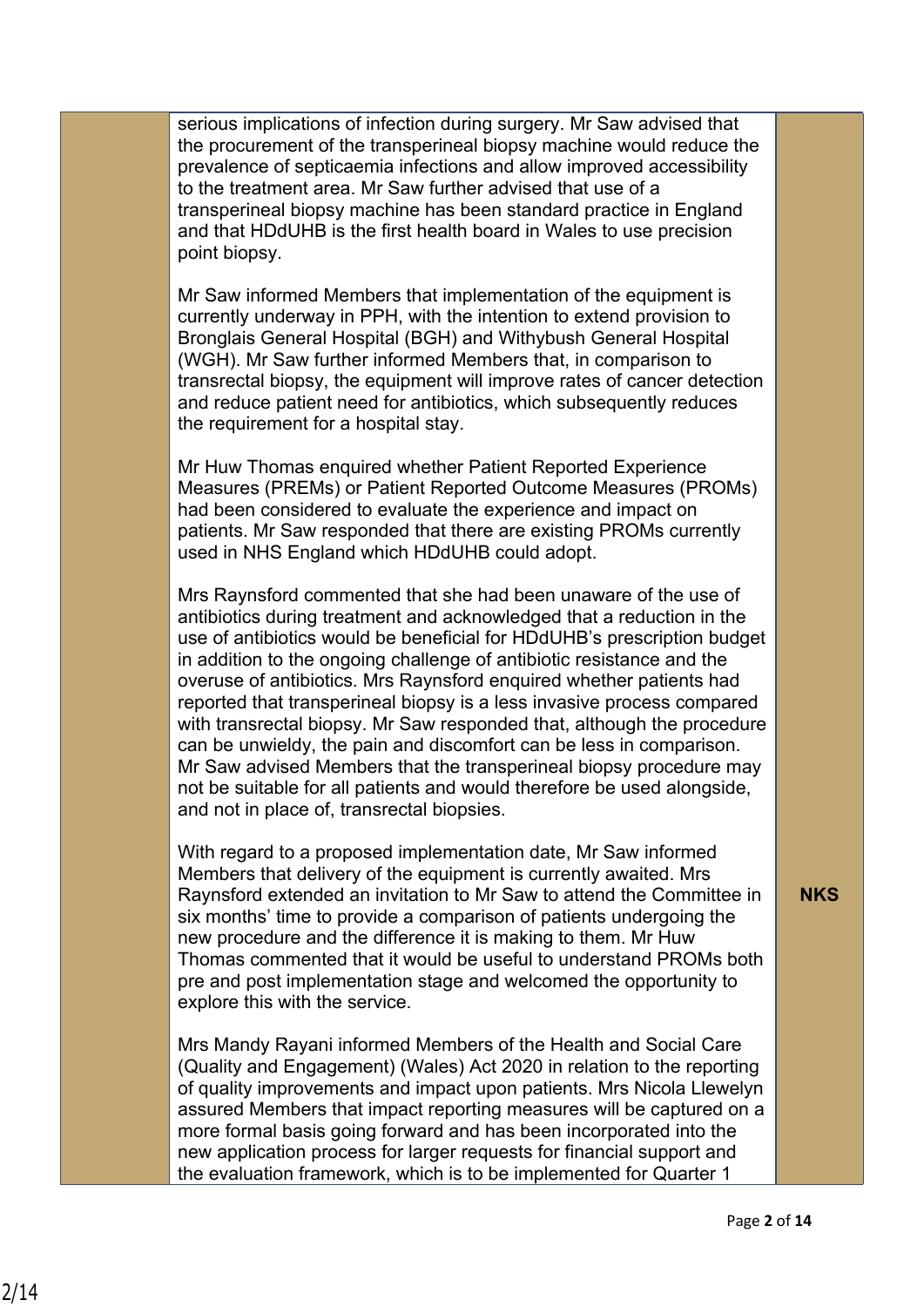| | | |
|---|---|---|
| | serious implications of infection during surgery. Mr Saw advised that the procurement of the transperineal biopsy machine would reduce the prevalence of septicaemia infections and allow improved accessibility to the treatment area. Mr Saw further advised that use of a transperineal biopsy machine has been standard practice in England and that HDdUHB is the first health board in Wales to use precision point biopsy.<br><br>Mr Saw informed Members that implementation of the equipment is currently underway in PPH, with the intention to extend provision to Bronglais General Hospital (BGH) and Withybush General Hospital (WGH). Mr Saw further informed Members that, in comparison to transrectal biopsy, the equipment will improve rates of cancer detection and reduce patient need for antibiotics, which subsequently reduces the requirement for a hospital stay.<br><br>Mr Huw Thomas enquired whether Patient Reported Experience Measures (PREMs) or Patient Reported Outcome Measures (PROMs) had been considered to evaluate the experience and impact on patients. Mr Saw responded that there are existing PROMs currently used in NHS England which HDdUHB could adopt.<br><br>Mrs Raynsford commented that she had been unaware of the use of antibiotics during treatment and acknowledged that a reduction in the use of antibiotics would be beneficial for HDdUHB's prescription budget in addition to the ongoing challenge of antibiotic resistance and the overuse of antibiotics. Mrs Raynsford enquired whether patients had reported that transperineal biopsy is a less invasive process compared with transrectal biopsy. Mr Saw responded that, although the procedure can be unwieldy, the pain and discomfort can be less in comparison. Mr Saw advised Members that the transperineal biopsy procedure may not be suitable for all patients and would therefore be used alongside, and not in place of, transrectal biopsies.<br><br>With regard to a proposed implementation date, Mr Saw informed Members that delivery of the equipment is currently awaited. Mrs Raynsford extended an invitation to Mr Saw to attend the Committee in six months' time to provide a comparison of patients undergoing the new procedure and the difference it is making to them. Mr Huw Thomas commented that it would be useful to understand PROMs both pre and post implementation stage and welcomed the opportunity to explore this with the service.<br><br>Mrs Mandy Rayani informed Members of the Health and Social Care (Quality and Engagement) (Wales) Act 2020 in relation to the reporting of quality improvements and impact upon patients. Mrs Nicola Llewelyn assured Members that impact reporting measures will be captured on a more formal basis going forward and has been incorporated into the new application process for larger requests for financial support and the evaluation framework, which is to be implemented for Quarter 1 | **NKS** |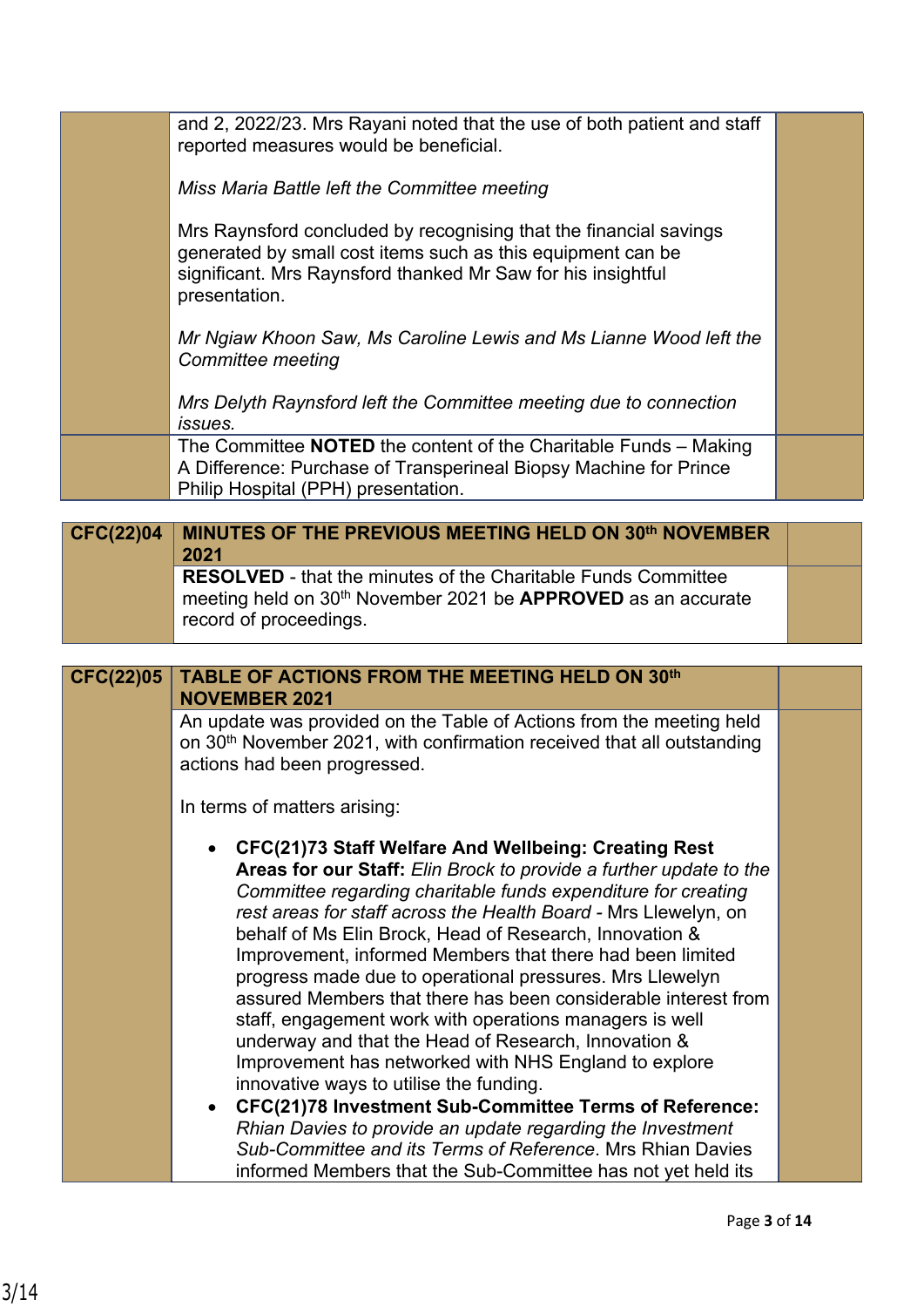| | | |
|---|---|---|
| | and 2, 2022/23. Mrs Rayani noted that the use of both patient and staff reported measures would be beneficial.<br><br>*Miss Maria Battle left the Committee meeting*<br><br>Mrs Raynsford concluded by recognising that the financial savings generated by small cost items such as this equipment can be significant. Mrs Raynsford thanked Mr Saw for his insightful presentation.<br><br>*Mr Ngiaw Khoon Saw, Ms Caroline Lewis and Ms Lianne Wood left the Committee meeting*<br><br>*Mrs Delyth Raynsford left the Committee meeting due to connection issues.* | |
| | The Committee **NOTED** the content of the Charitable Funds – Making A Difference: Purchase of Transperineal Biopsy Machine for Prince Philip Hospital (PPH) presentation. | |

| | | |
|---|---|---|
| **CFC(22)04** | **MINUTES OF THE PREVIOUS MEETING HELD ON 30th NOVEMBER 2021** | |
| | **RESOLVED** - that the minutes of the Charitable Funds Committee meeting held on 30th November 2021 be **APPROVED** as an accurate record of proceedings. | |

| | | |
|---|---|---|
| **CFC(22)05** | **TABLE OF ACTIONS FROM THE MEETING HELD ON 30th NOVEMBER 2021** | |
| | An update was provided on the Table of Actions from the meeting held on 30th November 2021, with confirmation received that all outstanding actions had been progressed.<br><br>In terms of matters arising:<br><br>• **CFC(21)73 Staff Welfare And Wellbeing: Creating Rest Areas for our Staff:** *Elin Brock to provide a further update to the Committee regarding charitable funds expenditure for creating rest areas for staff across the Health Board* - Mrs Llewelyn, on behalf of Ms Elin Brock, Head of Research, Innovation & Improvement, informed Members that there had been limited progress made due to operational pressures. Mrs Llewelyn assured Members that there has been considerable interest from staff, engagement work with operations managers is well underway and that the Head of Research, Innovation & Improvement has networked with NHS England to explore innovative ways to utilise the funding.<br>• **CFC(21)78 Investment Sub-Committee Terms of Reference:** *Rhian Davies to provide an update regarding the Investment Sub-Committee and its Terms of Reference*. Mrs Rhian Davies informed Members that the Sub-Committee has not yet held its | |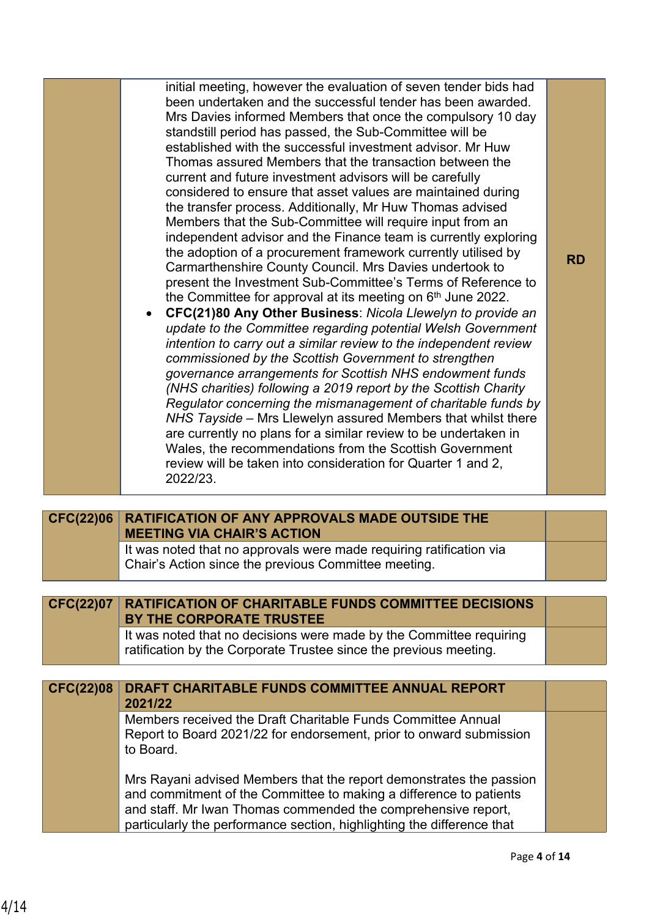| | | |
|---|---|---|
| | initial meeting, however the evaluation of seven tender bids had been undertaken and the successful tender has been awarded. Mrs Davies informed Members that once the compulsory 10 day standstill period has passed, the Sub-Committee will be established with the successful investment advisor. Mr Huw Thomas assured Members that the transaction between the current and future investment advisors will be carefully considered to ensure that asset values are maintained during the transfer process. Additionally, Mr Huw Thomas advised Members that the Sub-Committee will require input from an independent advisor and the Finance team is currently exploring the adoption of a procurement framework currently utilised by Carmarthenshire County Council. Mrs Davies undertook to present the Investment Sub-Committee's Terms of Reference to the Committee for approval at its meeting on 6th June 2022.<br>• **CFC(21)80 Any Other Business**: *Nicola Llewelyn to provide an update to the Committee regarding potential Welsh Government intention to carry out a similar review to the independent review commissioned by the Scottish Government to strengthen governance arrangements for Scottish NHS endowment funds (NHS charities) following a 2019 report by the Scottish Charity Regulator concerning the mismanagement of charitable funds by NHS Tayside* – Mrs Llewelyn assured Members that whilst there are currently no plans for a similar review to be undertaken in Wales, the recommendations from the Scottish Government review will be taken into consideration for Quarter 1 and 2, 2022/23. | **RD** |

| | | |
|---|---|---|
| **CFC(22)06** | **RATIFICATION OF ANY APPROVALS MADE OUTSIDE THE MEETING VIA CHAIR'S ACTION** | |
| | It was noted that no approvals were made requiring ratification via Chair's Action since the previous Committee meeting. | |

| | | |
|---|---|---|
| **CFC(22)07** | **RATIFICATION OF CHARITABLE FUNDS COMMITTEE DECISIONS BY THE CORPORATE TRUSTEE** | |
| | It was noted that no decisions were made by the Committee requiring ratification by the Corporate Trustee since the previous meeting. | |

| | | |
|---|---|---|
| **CFC(22)08** | **DRAFT CHARITABLE FUNDS COMMITTEE ANNUAL REPORT 2021/22** | |
| | Members received the Draft Charitable Funds Committee Annual Report to Board 2021/22 for endorsement, prior to onward submission to Board.<br><br>Mrs Rayani advised Members that the report demonstrates the passion and commitment of the Committee to making a difference to patients and staff. Mr Iwan Thomas commended the comprehensive report, particularly the performance section, highlighting the difference that | |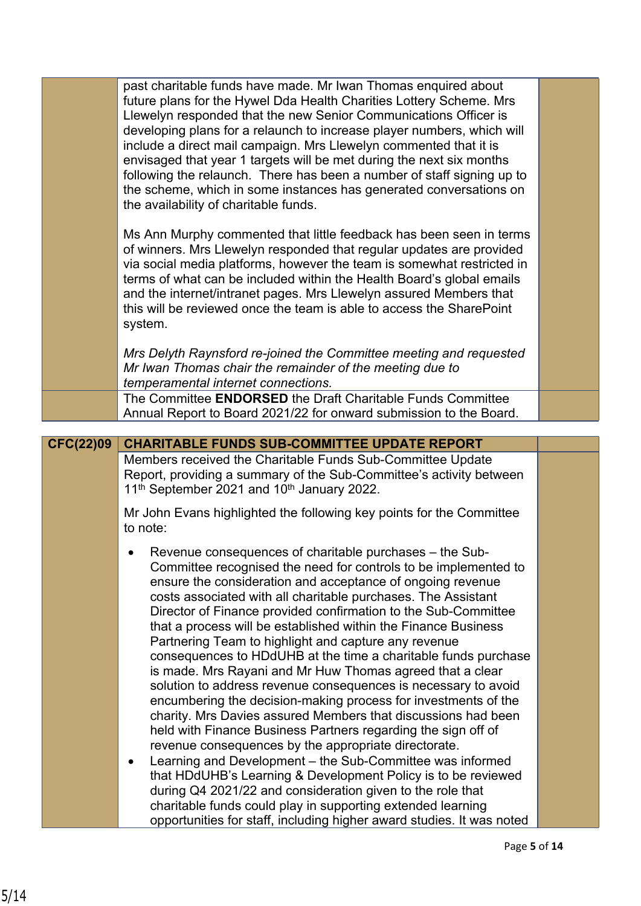| | | |
|---|---|---|
| | past charitable funds have made. Mr Iwan Thomas enquired about future plans for the Hywel Dda Health Charities Lottery Scheme. Mrs Llewelyn responded that the new Senior Communications Officer is developing plans for a relaunch to increase player numbers, which will include a direct mail campaign. Mrs Llewelyn commented that it is envisaged that year 1 targets will be met during the next six months following the relaunch. There has been a number of staff signing up to the scheme, which in some instances has generated conversations on the availability of charitable funds.<br><br>Ms Ann Murphy commented that little feedback has been seen in terms of winners. Mrs Llewelyn responded that regular updates are provided via social media platforms, however the team is somewhat restricted in terms of what can be included within the Health Board's global emails and the internet/intranet pages. Mrs Llewelyn assured Members that this will be reviewed once the team is able to access the SharePoint system.<br><br>*Mrs Delyth Raynsford re-joined the Committee meeting and requested Mr Iwan Thomas chair the remainder of the meeting due to temperamental internet connections.* | |
| | The Committee **ENDORSED** the Draft Charitable Funds Committee Annual Report to Board 2021/22 for onward submission to the Board. | |

| | | |
|---|---|---|
| **CFC(22)09** | **CHARITABLE FUNDS SUB-COMMITTEE UPDATE REPORT** | |
| | Members received the Charitable Funds Sub-Committee Update Report, providing a summary of the Sub-Committee's activity between 11th September 2021 and 10th January 2022.<br><br>Mr John Evans highlighted the following key points for the Committee to note:<br><br>• Revenue consequences of charitable purchases – the Sub-Committee recognised the need for controls to be implemented to ensure the consideration and acceptance of ongoing revenue costs associated with all charitable purchases. The Assistant Director of Finance provided confirmation to the Sub-Committee that a process will be established within the Finance Business Partnering Team to highlight and capture any revenue consequences to HDdUHB at the time a charitable funds purchase is made. Mrs Rayani and Mr Huw Thomas agreed that a clear solution to address revenue consequences is necessary to avoid encumbering the decision-making process for investments of the charity. Mrs Davies assured Members that discussions had been held with Finance Business Partners regarding the sign off of revenue consequences by the appropriate directorate.<br>• Learning and Development – the Sub-Committee was informed that HDdUHB's Learning & Development Policy is to be reviewed during Q4 2021/22 and consideration given to the role that charitable funds could play in supporting extended learning opportunities for staff, including higher award studies. It was noted | |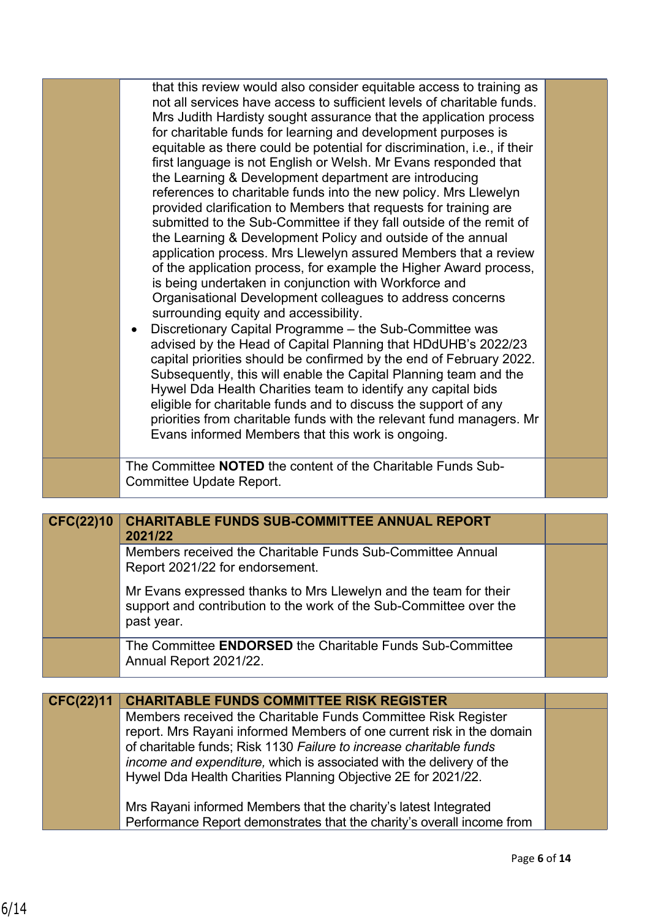|  |  |  |
|---|---|---|
|  | that this review would also consider equitable access to training as not all services have access to sufficient levels of charitable funds. Mrs Judith Hardisty sought assurance that the application process for charitable funds for learning and development purposes is equitable as there could be potential for discrimination, i.e., if their first language is not English or Welsh. Mr Evans responded that the Learning & Development department are introducing references to charitable funds into the new policy. Mrs Llewelyn provided clarification to Members that requests for training are submitted to the Sub-Committee if they fall outside of the remit of the Learning & Development Policy and outside of the annual application process. Mrs Llewelyn assured Members that a review of the application process, for example the Higher Award process, is being undertaken in conjunction with Workforce and Organisational Development colleagues to address concerns surrounding equity and accessibility.<br>• Discretionary Capital Programme – the Sub-Committee was advised by the Head of Capital Planning that HDdUHB's 2022/23 capital priorities should be confirmed by the end of February 2022. Subsequently, this will enable the Capital Planning team and the Hywel Dda Health Charities team to identify any capital bids eligible for charitable funds and to discuss the support of any priorities from charitable funds with the relevant fund managers. Mr Evans informed Members that this work is ongoing. |  |
|  | The Committee **NOTED** the content of the Charitable Funds Sub-Committee Update Report. |  |

|  |  |  |
|---|---|---|
| **CFC(22)10** | **CHARITABLE FUNDS SUB-COMMITTEE ANNUAL REPORT 2021/22** |  |
|  | Members received the Charitable Funds Sub-Committee Annual Report 2021/22 for endorsement.<br><br>Mr Evans expressed thanks to Mrs Llewelyn and the team for their support and contribution to the work of the Sub-Committee over the past year. |  |
|  | The Committee **ENDORSED** the Charitable Funds Sub-Committee Annual Report 2021/22. |  |

|  |  |  |
|---|---|---|
| **CFC(22)11** | **CHARITABLE FUNDS COMMITTEE RISK REGISTER** |  |
|  | Members received the Charitable Funds Committee Risk Register report. Mrs Rayani informed Members of one current risk in the domain of charitable funds; Risk 1130 *Failure to increase charitable funds income and expenditure,* which is associated with the delivery of the Hywel Dda Health Charities Planning Objective 2E for 2021/22.<br><br>Mrs Rayani informed Members that the charity's latest Integrated Performance Report demonstrates that the charity's overall income from |  |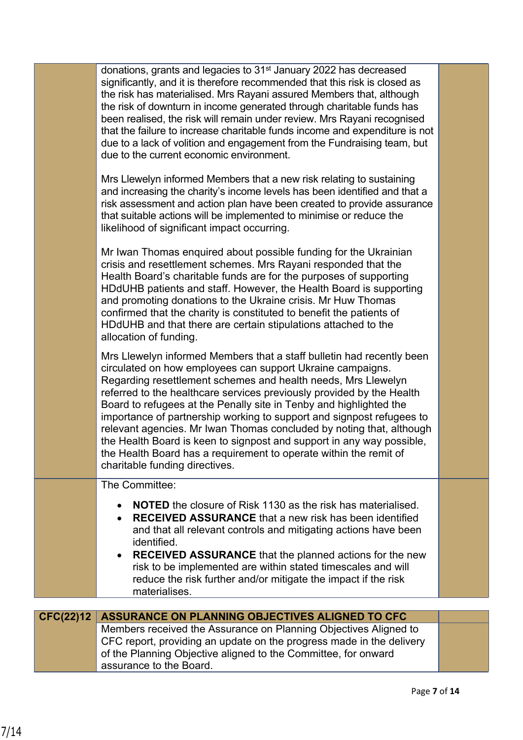| | | |
|---|---|---|
| | donations, grants and legacies to 31st January 2022 has decreased significantly, and it is therefore recommended that this risk is closed as the risk has materialised. Mrs Rayani assured Members that, although the risk of downturn in income generated through charitable funds has been realised, the risk will remain under review. Mrs Rayani recognised that the failure to increase charitable funds income and expenditure is not due to a lack of volition and engagement from the Fundraising team, but due to the current economic environment.<br><br>Mrs Llewelyn informed Members that a new risk relating to sustaining and increasing the charity's income levels has been identified and that a risk assessment and action plan have been created to provide assurance that suitable actions will be implemented to minimise or reduce the likelihood of significant impact occurring.<br><br>Mr Iwan Thomas enquired about possible funding for the Ukrainian crisis and resettlement schemes. Mrs Rayani responded that the Health Board's charitable funds are for the purposes of supporting HDdUHB patients and staff. However, the Health Board is supporting and promoting donations to the Ukraine crisis. Mr Huw Thomas confirmed that the charity is constituted to benefit the patients of HDdUHB and that there are certain stipulations attached to the allocation of funding.<br><br>Mrs Llewelyn informed Members that a staff bulletin had recently been circulated on how employees can support Ukraine campaigns. Regarding resettlement schemes and health needs, Mrs Llewelyn referred to the healthcare services previously provided by the Health Board to refugees at the Penally site in Tenby and highlighted the importance of partnership working to support and signpost refugees to relevant agencies. Mr Iwan Thomas concluded by noting that, although the Health Board is keen to signpost and support in any way possible, the Health Board has a requirement to operate within the remit of charitable funding directives. | |
| | The Committee:<br>• **NOTED** the closure of Risk 1130 as the risk has materialised.<br>• **RECEIVED ASSURANCE** that a new risk has been identified and that all relevant controls and mitigating actions have been identified.<br>• **RECEIVED ASSURANCE** that the planned actions for the new risk to be implemented are within stated timescales and will reduce the risk further and/or mitigate the impact if the risk materialises. | |

| | | |
|---|---|---|
| **CFC(22)12** | **ASSURANCE ON PLANNING OBJECTIVES ALIGNED TO CFC** | |
| | Members received the Assurance on Planning Objectives Aligned to CFC report, providing an update on the progress made in the delivery of the Planning Objective aligned to the Committee, for onward assurance to the Board. | |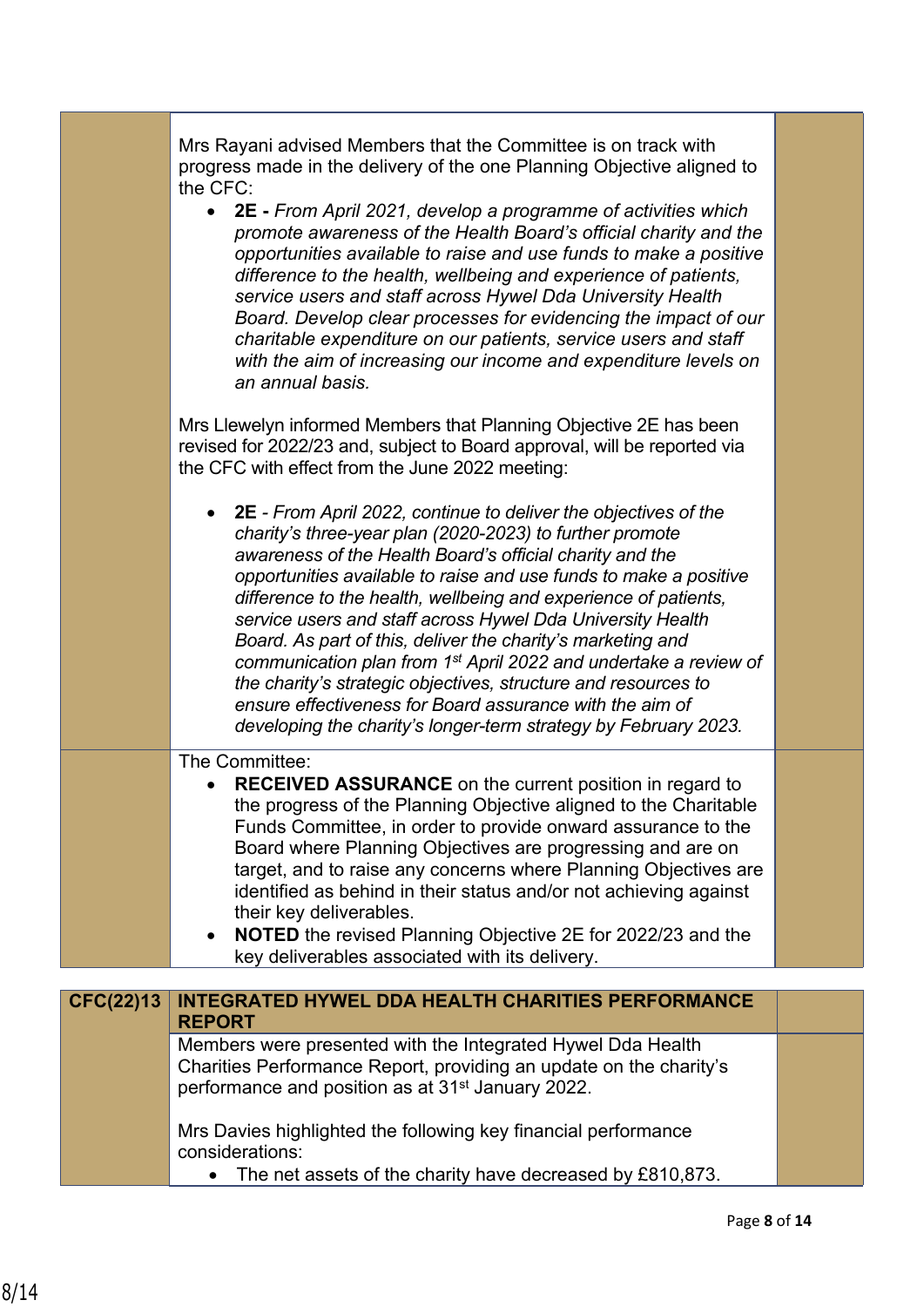| | | |
|---|---|---|
| | Mrs Rayani advised Members that the Committee is on track with progress made in the delivery of the one Planning Objective aligned to the CFC:<br><br>• **2E -** *From April 2021, develop a programme of activities which promote awareness of the Health Board's official charity and the opportunities available to raise and use funds to make a positive difference to the health, wellbeing and experience of patients, service users and staff across Hywel Dda University Health Board. Develop clear processes for evidencing the impact of our charitable expenditure on our patients, service users and staff with the aim of increasing our income and expenditure levels on an annual basis.*<br><br>Mrs Llewelyn informed Members that Planning Objective 2E has been revised for 2022/23 and, subject to Board approval, will be reported via the CFC with effect from the June 2022 meeting:<br><br>• **2E** - *From April 2022, continue to deliver the objectives of the charity's three-year plan (2020-2023) to further promote awareness of the Health Board's official charity and the opportunities available to raise and use funds to make a positive difference to the health, wellbeing and experience of patients, service users and staff across Hywel Dda University Health Board. As part of this, deliver the charity's marketing and communication plan from 1st April 2022 and undertake a review of the charity's strategic objectives, structure and resources to ensure effectiveness for Board assurance with the aim of developing the charity's longer-term strategy by February 2023.* | |
| | The Committee:<br><br>• **RECEIVED ASSURANCE** on the current position in regard to the progress of the Planning Objective aligned to the Charitable Funds Committee, in order to provide onward assurance to the Board where Planning Objectives are progressing and are on target, and to raise any concerns where Planning Objectives are identified as behind in their status and/or not achieving against their key deliverables.<br>• **NOTED** the revised Planning Objective 2E for 2022/23 and the key deliverables associated with its delivery. | |

| | | |
|---|---|---|
| **CFC(22)13** | **INTEGRATED HYWEL DDA HEALTH CHARITIES PERFORMANCE REPORT** | |
| | Members were presented with the Integrated Hywel Dda Health Charities Performance Report, providing an update on the charity's performance and position as at 31st January 2022.<br><br>Mrs Davies highlighted the following key financial performance considerations:<br><br>• The net assets of the charity have decreased by £810,873. | |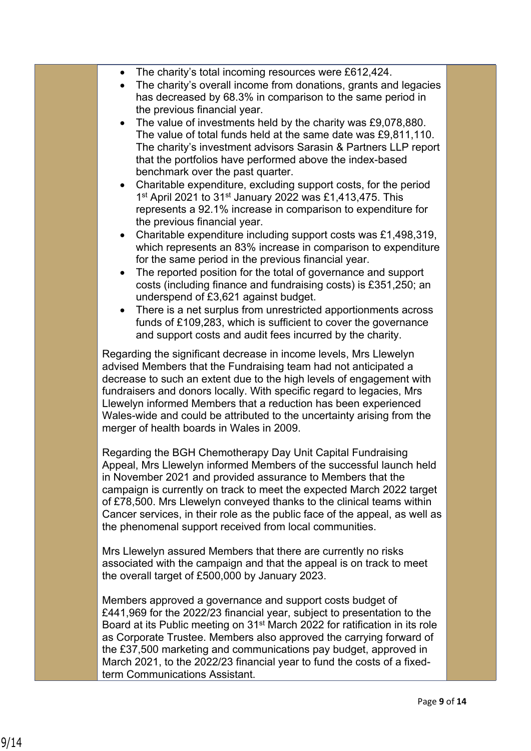- The charity's total incoming resources were £612,424.
- The charity's overall income from donations, grants and legacies has decreased by 68.3% in comparison to the same period in the previous financial year.
- The value of investments held by the charity was £9,078,880. The value of total funds held at the same date was £9,811,110. The charity's investment advisors Sarasin & Partners LLP report that the portfolios have performed above the index-based benchmark over the past quarter.
- Charitable expenditure, excluding support costs, for the period 1st April 2021 to 31st January 2022 was £1,413,475. This represents a 92.1% increase in comparison to expenditure for the previous financial year.
- Charitable expenditure including support costs was £1,498,319, which represents an 83% increase in comparison to expenditure for the same period in the previous financial year.
- The reported position for the total of governance and support costs (including finance and fundraising costs) is £351,250; an underspend of £3,621 against budget.
- There is a net surplus from unrestricted apportionments across funds of £109,283, which is sufficient to cover the governance and support costs and audit fees incurred by the charity.

Regarding the significant decrease in income levels, Mrs Llewelyn advised Members that the Fundraising team had not anticipated a decrease to such an extent due to the high levels of engagement with fundraisers and donors locally. With specific regard to legacies, Mrs Llewelyn informed Members that a reduction has been experienced Wales-wide and could be attributed to the uncertainty arising from the merger of health boards in Wales in 2009.

Regarding the BGH Chemotherapy Day Unit Capital Fundraising Appeal, Mrs Llewelyn informed Members of the successful launch held in November 2021 and provided assurance to Members that the campaign is currently on track to meet the expected March 2022 target of £78,500. Mrs Llewelyn conveyed thanks to the clinical teams within Cancer services, in their role as the public face of the appeal, as well as the phenomenal support received from local communities.

Mrs Llewelyn assured Members that there are currently no risks associated with the campaign and that the appeal is on track to meet the overall target of £500,000 by January 2023.

Members approved a governance and support costs budget of £441,969 for the 2022/23 financial year, subject to presentation to the Board at its Public meeting on 31st March 2022 for ratification in its role as Corporate Trustee. Members also approved the carrying forward of the £37,500 marketing and communications pay budget, approved in March 2021, to the 2022/23 financial year to fund the costs of a fixed-term Communications Assistant.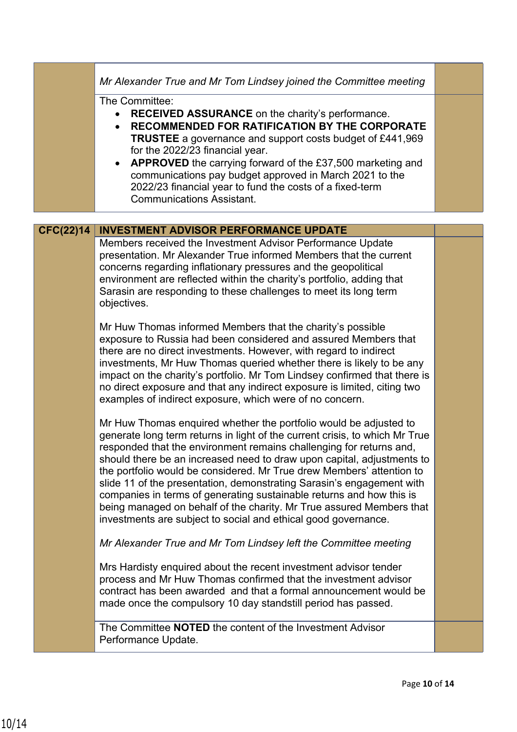*Mr Alexander True and Mr Tom Lindsey joined the Committee meeting*

The Committee:

- **RECEIVED ASSURANCE** on the charity's performance.
- **RECOMMENDED FOR RATIFICATION BY THE CORPORATE TRUSTEE** a governance and support costs budget of £441,969 for the 2022/23 financial year.
- **APPROVED** the carrying forward of the £37,500 marketing and communications pay budget approved in March 2021 to the 2022/23 financial year to fund the costs of a fixed-term Communications Assistant.

## CFC(22)14 INVESTMENT ADVISOR PERFORMANCE UPDATE

Members received the Investment Advisor Performance Update presentation. Mr Alexander True informed Members that the current concerns regarding inflationary pressures and the geopolitical environment are reflected within the charity's portfolio, adding that Sarasin are responding to these challenges to meet its long term objectives.

Mr Huw Thomas informed Members that the charity's possible exposure to Russia had been considered and assured Members that there are no direct investments. However, with regard to indirect investments, Mr Huw Thomas queried whether there is likely to be any impact on the charity's portfolio. Mr Tom Lindsey confirmed that there is no direct exposure and that any indirect exposure is limited, citing two examples of indirect exposure, which were of no concern.

Mr Huw Thomas enquired whether the portfolio would be adjusted to generate long term returns in light of the current crisis, to which Mr True responded that the environment remains challenging for returns and, should there be an increased need to draw upon capital, adjustments to the portfolio would be considered. Mr True drew Members' attention to slide 11 of the presentation, demonstrating Sarasin's engagement with companies in terms of generating sustainable returns and how this is being managed on behalf of the charity. Mr True assured Members that investments are subject to social and ethical good governance.

*Mr Alexander True and Mr Tom Lindsey left the Committee meeting*

Mrs Hardisty enquired about the recent investment advisor tender process and Mr Huw Thomas confirmed that the investment advisor contract has been awarded and that a formal announcement would be made once the compulsory 10 day standstill period has passed.

The Committee **NOTED** the content of the Investment Advisor Performance Update.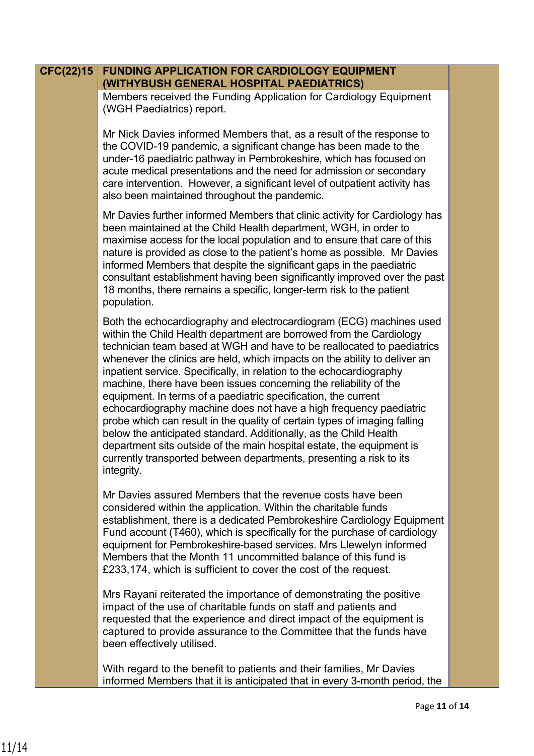| CFC(22)15 | FUNDING APPLICATION FOR CARDIOLOGY EQUIPMENT (WITHYBUSH GENERAL HOSPITAL PAEDIATRICS) | |
|---|---|---|
| | Members received the Funding Application for Cardiology Equipment (WGH Paediatrics) report.<br><br>Mr Nick Davies informed Members that, as a result of the response to the COVID-19 pandemic, a significant change has been made to the under-16 paediatric pathway in Pembrokeshire, which has focused on acute medical presentations and the need for admission or secondary care intervention. However, a significant level of outpatient activity has also been maintained throughout the pandemic.<br><br>Mr Davies further informed Members that clinic activity for Cardiology has been maintained at the Child Health department, WGH, in order to maximise access for the local population and to ensure that care of this nature is provided as close to the patient's home as possible. Mr Davies informed Members that despite the significant gaps in the paediatric consultant establishment having been significantly improved over the past 18 months, there remains a specific, longer-term risk to the patient population.<br><br>Both the echocardiography and electrocardiogram (ECG) machines used within the Child Health department are borrowed from the Cardiology technician team based at WGH and have to be reallocated to paediatrics whenever the clinics are held, which impacts on the ability to deliver an inpatient service. Specifically, in relation to the echocardiography machine, there have been issues concerning the reliability of the equipment. In terms of a paediatric specification, the current echocardiography machine does not have a high frequency paediatric probe which can result in the quality of certain types of imaging falling below the anticipated standard. Additionally, as the Child Health department sits outside of the main hospital estate, the equipment is currently transported between departments, presenting a risk to its integrity.<br><br>Mr Davies assured Members that the revenue costs have been considered within the application. Within the charitable funds establishment, there is a dedicated Pembrokeshire Cardiology Equipment Fund account (T460), which is specifically for the purchase of cardiology equipment for Pembrokeshire-based services. Mrs Llewelyn informed Members that the Month 11 uncommitted balance of this fund is £233,174, which is sufficient to cover the cost of the request.<br><br>Mrs Rayani reiterated the importance of demonstrating the positive impact of the use of charitable funds on staff and patients and requested that the experience and direct impact of the equipment is captured to provide assurance to the Committee that the funds have been effectively utilised.<br><br>With regard to the benefit to patients and their families, Mr Davies informed Members that it is anticipated that in every 3-month period, the | |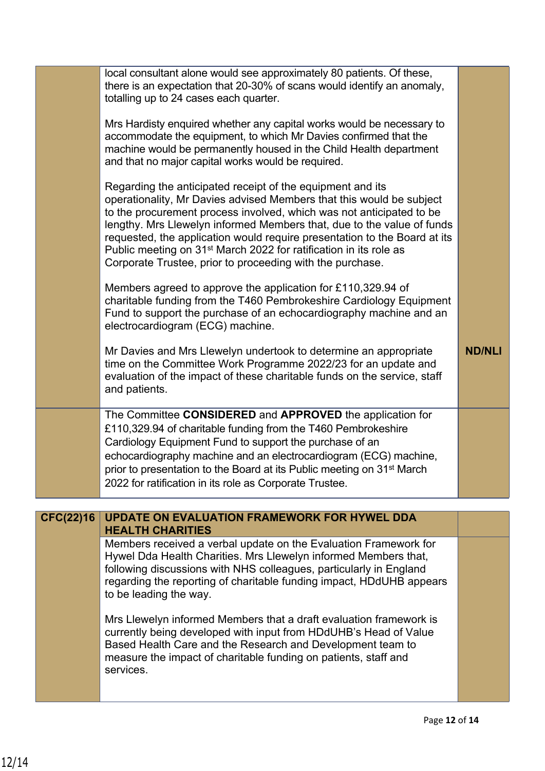| | | |
|---|---|---|
| | local consultant alone would see approximately 80 patients. Of these, there is an expectation that 20-30% of scans would identify an anomaly, totalling up to 24 cases each quarter.<br><br>Mrs Hardisty enquired whether any capital works would be necessary to accommodate the equipment, to which Mr Davies confirmed that the machine would be permanently housed in the Child Health department and that no major capital works would be required.<br><br>Regarding the anticipated receipt of the equipment and its operationality, Mr Davies advised Members that this would be subject to the procurement process involved, which was not anticipated to be lengthy. Mrs Llewelyn informed Members that, due to the value of funds requested, the application would require presentation to the Board at its Public meeting on 31st March 2022 for ratification in its role as Corporate Trustee, prior to proceeding with the purchase.<br><br>Members agreed to approve the application for £110,329.94 of charitable funding from the T460 Pembrokeshire Cardiology Equipment Fund to support the purchase of an echocardiography machine and an electrocardiogram (ECG) machine.<br><br>Mr Davies and Mrs Llewelyn undertook to determine an appropriate time on the Committee Work Programme 2022/23 for an update and evaluation of the impact of these charitable funds on the service, staff and patients. | **ND/NLl** |
| | The Committee **CONSIDERED** and **APPROVED** the application for £110,329.94 of charitable funding from the T460 Pembrokeshire Cardiology Equipment Fund to support the purchase of an echocardiography machine and an electrocardiogram (ECG) machine, prior to presentation to the Board at its Public meeting on 31st March 2022 for ratification in its role as Corporate Trustee. | |

| | | |
|---|---|---|
| **CFC(22)16** | **UPDATE ON EVALUATION FRAMEWORK FOR HYWEL DDA HEALTH CHARITIES** | |
| | Members received a verbal update on the Evaluation Framework for Hywel Dda Health Charities. Mrs Llewelyn informed Members that, following discussions with NHS colleagues, particularly in England regarding the reporting of charitable funding impact, HDdUHB appears to be leading the way.<br><br>Mrs Llewelyn informed Members that a draft evaluation framework is currently being developed with input from HDdUHB's Head of Value Based Health Care and the Research and Development team to measure the impact of charitable funding on patients, staff and services. | |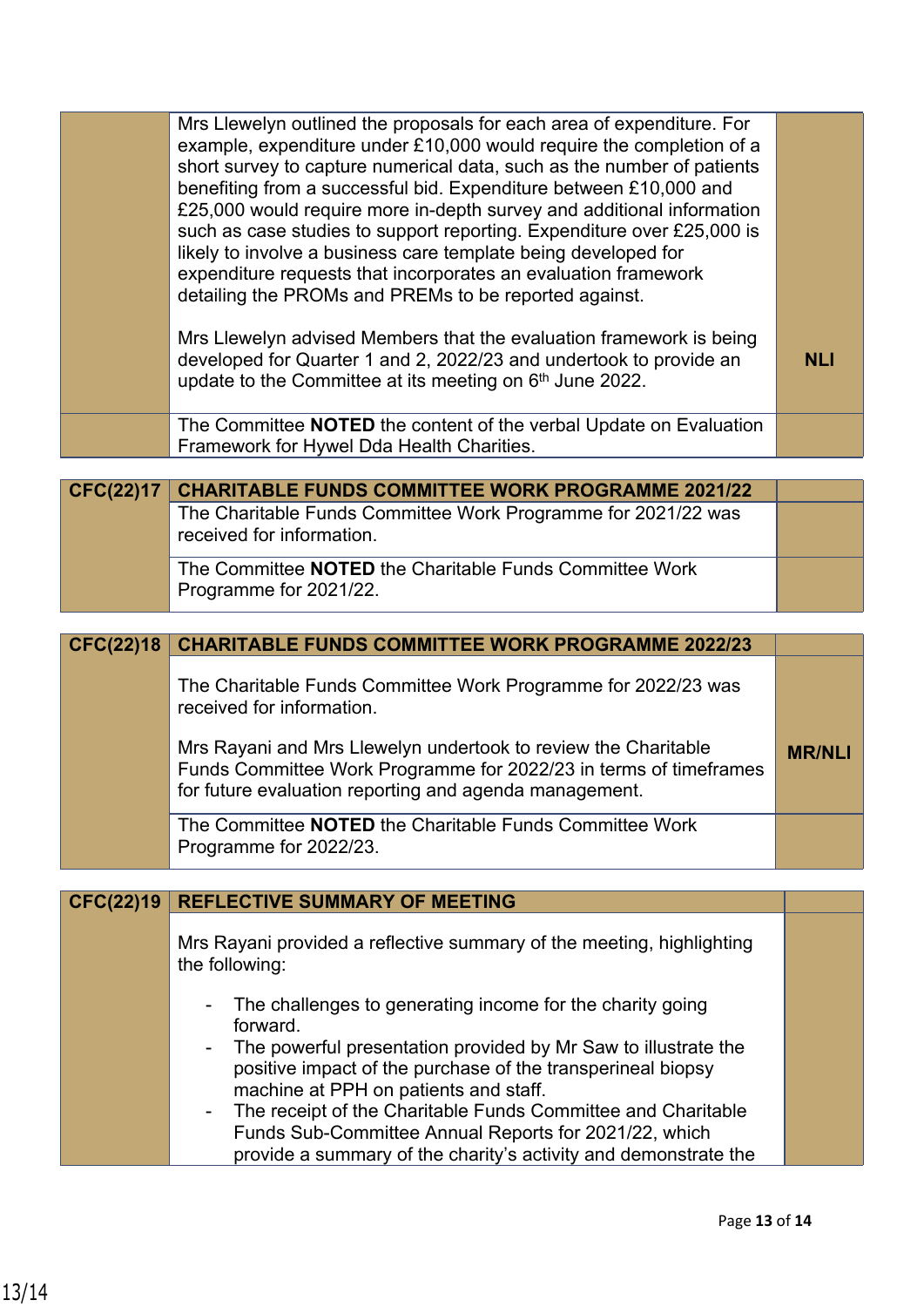| | | |
|---|---|---|
| | Mrs Llewelyn outlined the proposals for each area of expenditure. For example, expenditure under £10,000 would require the completion of a short survey to capture numerical data, such as the number of patients benefiting from a successful bid. Expenditure between £10,000 and £25,000 would require more in-depth survey and additional information such as case studies to support reporting. Expenditure over £25,000 is likely to involve a business care template being developed for expenditure requests that incorporates an evaluation framework detailing the PROMs and PREMs to be reported against.<br><br>Mrs Llewelyn advised Members that the evaluation framework is being developed for Quarter 1 and 2, 2022/23 and undertook to provide an update to the Committee at its meeting on 6th June 2022. | **NLl** |
| | The Committee **NOTED** the content of the verbal Update on Evaluation Framework for Hywel Dda Health Charities. | |

| | | |
|---|---|---|
| **CFC(22)17** | **CHARITABLE FUNDS COMMITTEE WORK PROGRAMME 2021/22** | |
| | The Charitable Funds Committee Work Programme for 2021/22 was received for information. | |
| | The Committee **NOTED** the Charitable Funds Committee Work Programme for 2021/22. | |

| | | |
|---|---|---|
| **CFC(22)18** | **CHARITABLE FUNDS COMMITTEE WORK PROGRAMME 2022/23** | |
| | The Charitable Funds Committee Work Programme for 2022/23 was received for information.<br><br>Mrs Rayani and Mrs Llewelyn undertook to review the Charitable Funds Committee Work Programme for 2022/23 in terms of timeframes for future evaluation reporting and agenda management. | **MR/NLl** |
| | The Committee **NOTED** the Charitable Funds Committee Work Programme for 2022/23. | |

| | | |
|---|---|---|
| **CFC(22)19** | **REFLECTIVE SUMMARY OF MEETING** | |
| | Mrs Rayani provided a reflective summary of the meeting, highlighting the following:<br><br>- The challenges to generating income for the charity going forward.<br>- The powerful presentation provided by Mr Saw to illustrate the positive impact of the purchase of the transperineal biopsy machine at PPH on patients and staff.<br>- The receipt of the Charitable Funds Committee and Charitable Funds Sub-Committee Annual Reports for 2021/22, which provide a summary of the charity's activity and demonstrate the | |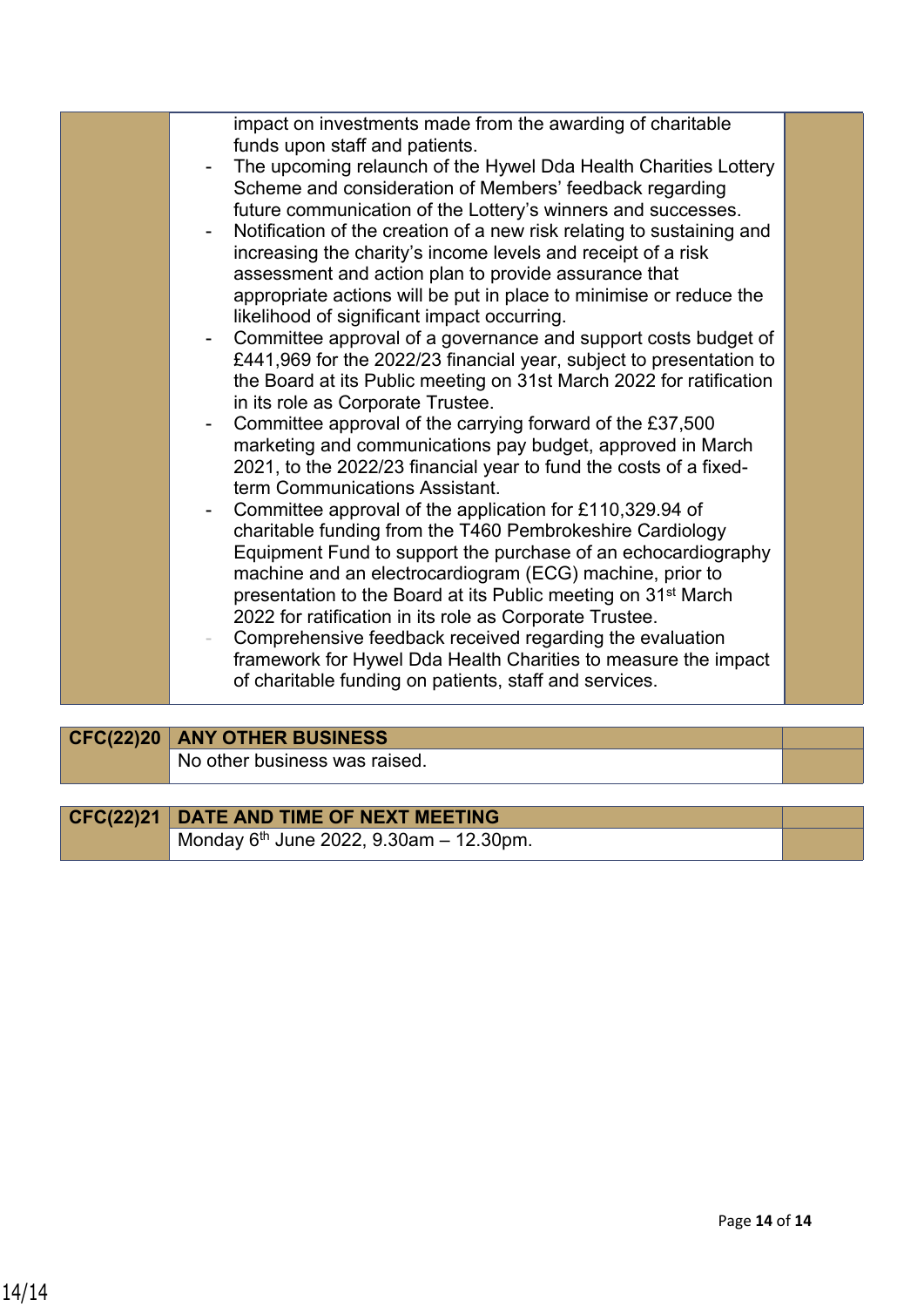| | | |
|---|---|---|
| | impact on investments made from the awarding of charitable funds upon staff and patients.<br>- The upcoming relaunch of the Hywel Dda Health Charities Lottery Scheme and consideration of Members' feedback regarding future communication of the Lottery's winners and successes.<br>- Notification of the creation of a new risk relating to sustaining and increasing the charity's income levels and receipt of a risk assessment and action plan to provide assurance that appropriate actions will be put in place to minimise or reduce the likelihood of significant impact occurring.<br>- Committee approval of a governance and support costs budget of £441,969 for the 2022/23 financial year, subject to presentation to the Board at its Public meeting on 31st March 2022 for ratification in its role as Corporate Trustee.<br>- Committee approval of the carrying forward of the £37,500 marketing and communications pay budget, approved in March 2021, to the 2022/23 financial year to fund the costs of a fixed-term Communications Assistant.<br>- Committee approval of the application for £110,329.94 of charitable funding from the T460 Pembrokeshire Cardiology Equipment Fund to support the purchase of an echocardiography machine and an electrocardiogram (ECG) machine, prior to presentation to the Board at its Public meeting on 31st March 2022 for ratification in its role as Corporate Trustee.<br>- Comprehensive feedback received regarding the evaluation framework for Hywel Dda Health Charities to measure the impact of charitable funding on patients, staff and services. | |

| CFC(22)20 | ANY OTHER BUSINESS | |
|---|---|---|
| | No other business was raised. | |

| CFC(22)21 | DATE AND TIME OF NEXT MEETING | |
|---|---|---|
| | Monday 6th June 2022, 9.30am – 12.30pm. | |